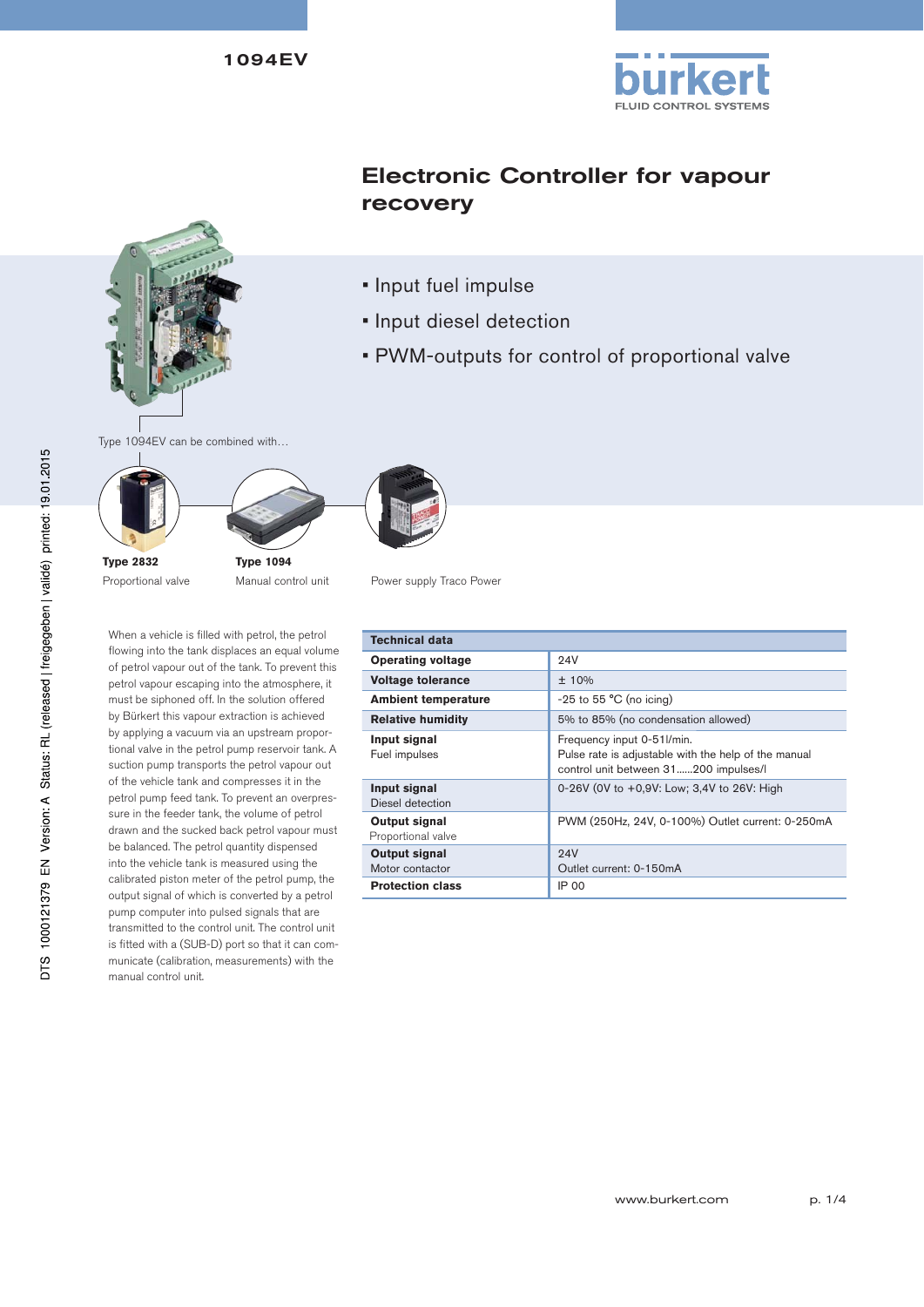1094EV

# Electronic Controller for vapour recovery

- Input fuel impulse
- Input diesel detection
- PWM-outputs for control of proportional valve

Type 1094EV can be combined with…

**Type 2832**
Proportional valve

**Type 1094**
Manual control unit

Power supply Traco Power

When a vehicle is filled with petrol, the petrol flowing into the tank displaces an equal volume of petrol vapour out of the tank. To prevent this petrol vapour escaping into the atmosphere, it must be siphoned off. In the solution offered by Bürkert this vapour extraction is achieved by applying a vacuum via an upstream proportional valve in the petrol pump reservoir tank. A suction pump transports the petrol vapour out of the vehicle tank and compresses it in the petrol pump feed tank. To prevent an overpressure in the feeder tank, the volume of petrol drawn and the sucked back petrol vapour must be balanced. The petrol quantity dispensed into the vehicle tank is measured using the calibrated piston meter of the petrol pump, the output signal of which is converted by a petrol pump computer into pulsed signals that are transmitted to the control unit. The control unit is fitted with a (SUB-D) port so that it can communicate (calibration, measurements) with the manual control unit.

| Technical data | |
|---|---|
| **Operating voltage** | 24V |
| **Voltage tolerance** | ± 10% |
| **Ambient temperature** | -25 to 55 °C (no icing) |
| **Relative humidity** | 5% to 85% (no condensation allowed) |
| **Input signal** Fuel impulses | Frequency input 0-51l/min. Pulse rate is adjustable with the help of the manual control unit between 31......200 impulses/l |
| **Input signal** Diesel detection | 0-26V (0V to +0,9V: Low; 3,4V to 26V: High |
| **Output signal** Proportional valve | PWM (250Hz, 24V, 0-100%) Outlet current: 0-250mA |
| **Output signal** Motor contactor | 24V Outlet current: 0-150mA |
| **Protection class** | IP 00 |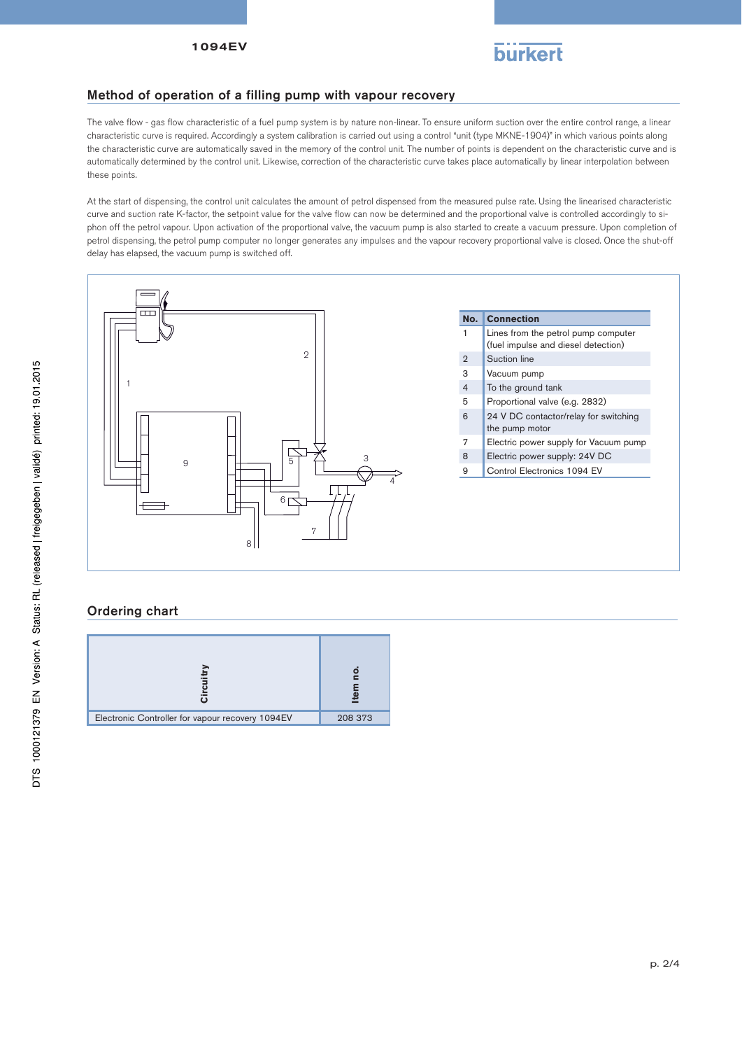## Method of operation of a filling pump with vapour recovery

The valve flow - gas flow characteristic of a fuel pump system is by nature non-linear. To ensure uniform suction over the entire control range, a linear characteristic curve is required. Accordingly a system calibration is carried out using a control "unit (type MKNE-1904)" in which various points along the characteristic curve are automatically saved in the memory of the control unit. The number of points is dependent on the characteristic curve and is automatically determined by the control unit. Likewise, correction of the characteristic curve takes place automatically by linear interpolation between these points.

At the start of dispensing, the control unit calculates the amount of petrol dispensed from the measured pulse rate. Using the linearised characteristic curve and suction rate K-factor, the setpoint value for the valve flow can now be determined and the proportional valve is controlled accordingly to siphon off the petrol vapour. Upon activation of the proportional valve, the vacuum pump is also started to create a vacuum pressure. Upon completion of petrol dispensing, the petrol pump computer no longer generates any impulses and the vapour recovery proportional valve is closed. Once the shut-off delay has elapsed, the vacuum pump is switched off.

| No. | Connection |
|---|---|
| 1 | Lines from the petrol pump computer (fuel impulse and diesel detection) |
| 2 | Suction line |
| 3 | Vacuum pump |
| 4 | To the ground tank |
| 5 | Proportional valve (e.g. 2832) |
| 6 | 24 V DC contactor/relay for switching the pump motor |
| 7 | Electric power supply for Vacuum pump |
| 8 | Electric power supply: 24V DC |
| 9 | Control Electronics 1094 EV |

## Ordering chart

| Circuitry | Item no. |
|---|---|
| Electronic Controller for vapour recovery 1094EV | 208 373 |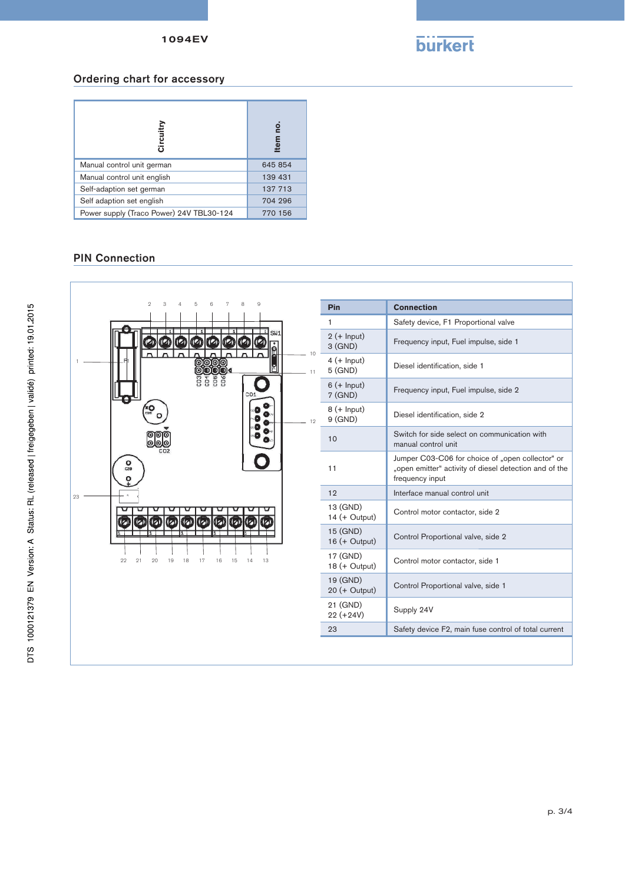## Ordering chart for accessory

| Circuitry | Item no. |
|---|---|
| Manual control unit german | 645 854 |
| Manual control unit english | 139 431 |
| Self-adaption set german | 137 713 |
| Self adaption set english | 704 296 |
| Power supply (Traco Power) 24V TBL30-124 | 770 156 |

## PIN Connection

| Pin | Connection |
|---|---|
| 1 | Safety device, F1 Proportional valve |
| 2 (+ Input)<br>3 (GND) | Frequency input, Fuel impulse, side 1 |
| 4 (+ Input)<br>5 (GND) | Diesel identification, side 1 |
| 6 (+ Input)<br>7 (GND) | Frequency input, Fuel impulse, side 2 |
| 8 (+ Input)<br>9 (GND) | Diesel identification, side 2 |
| 10 | Switch for side select on communication with manual control unit |
| 11 | Jumper C03-C06 for choice of „open collector“ or „open emitter“ activity of diesel detection and of the frequency input |
| 12 | Interface manual control unit |
| 13 (GND)<br>14 (+ Output) | Control motor contactor, side 2 |
| 15 (GND)<br>16 (+ Output) | Control Proportional valve, side 2 |
| 17 (GND)<br>18 (+ Output) | Control motor contactor, side 1 |
| 19 (GND)<br>20 (+ Output) | Control Proportional valve, side 1 |
| 21 (GND)<br>22 (+24V) | Supply 24V |
| 23 | Safety device F2, main fuse control of total current |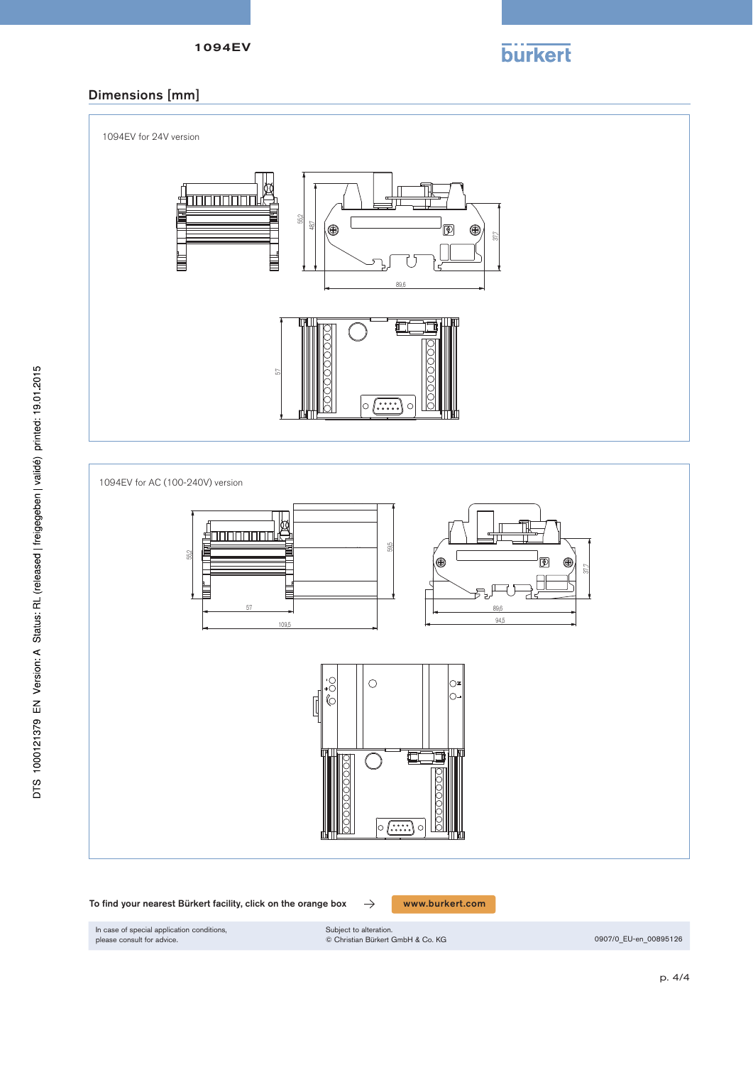## Dimensions [mm]

1094EV for 24V version

55,0
48,7
37,7
89,6
57

1094EV for AC (100-240V) version

55,2
59,5
57
109,5
37,7
89,6
94,5

To find your nearest Bürkert facility, click on the orange box → www.burkert.com

In case of special application conditions, please consult for advice.

Subject to alteration.
© Christian Bürkert GmbH & Co. KG

0907/0_EU-en_00895126